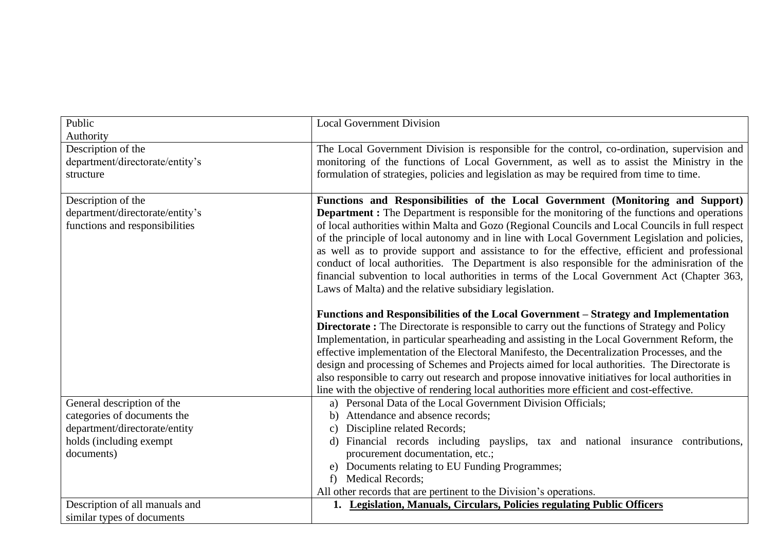| Public Authority | Local Government Division |
|---|---|
| Description of the department/directorate/entity's structure | The Local Government Division is responsible for the control, co-ordination, supervision and monitoring of the functions of Local Government, as well as to assist the Ministry in the formulation of strategies, policies and legislation as may be required from time to time. |
| Description of the department/directorate/entity's functions and responsibilities | **Functions and Responsibilities of the Local Government (Monitoring and Support) Department :** The Department is responsible for the monitoring of the functions and operations of local authorities within Malta and Gozo (Regional Councils and Local Councils in full respect of the principle of local autonomy and in line with Local Government Legislation and policies, as well as to provide support and assistance to for the effective, efficient and professional conduct of local authorities. The Department is also responsible for the adminisration of the financial subvention to local authorities in terms of the Local Government Act (Chapter 363, Laws of Malta) and the relative subsidiary legislation.<br><br>**Functions and Responsibilities of the Local Government – Strategy and Implementation Directorate :** The Directorate is responsible to carry out the functions of Strategy and Policy Implementation, in particular spearheading and assisting in the Local Government Reform, the effective implementation of the Electoral Manifesto, the Decentralization Processes, and the design and processing of Schemes and Projects aimed for local authorities. The Directorate is also responsible to carry out research and propose innovative initiatives for local authorities in line with the objective of rendering local authorities more efficient and cost-effective. |
| General description of the categories of documents the department/directorate/entity holds (including exempt documents) | a) Personal Data of the Local Government Division Officials;<br>b) Attendance and absence records;<br>c) Discipline related Records;<br>d) Financial records including payslips, tax and national insurance contributions, procurement documentation, etc.;<br>e) Documents relating to EU Funding Programmes;<br>f) Medical Records;<br>All other records that are pertinent to the Division's operations. |
| Description of all manuals and similar types of documents | 1. **Legislation, Manuals, Circulars, Policies regulating Public Officers** |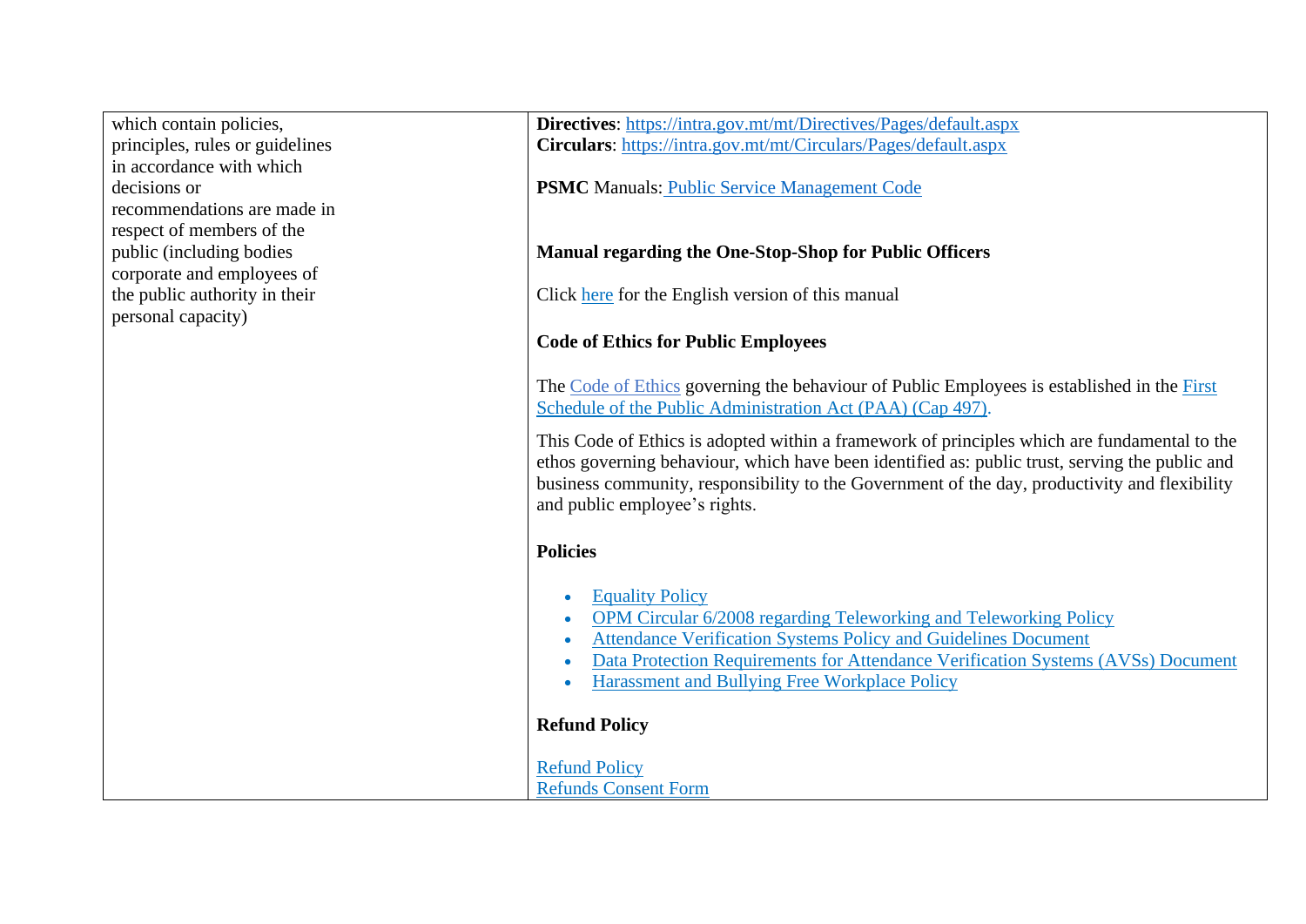| | |
|---|---|
| which contain policies, principles, rules or guidelines in accordance with which decisions or recommendations are made in respect of members of the public (including bodies corporate and employees of the public authority in their personal capacity) | **Directives**: https://intra.gov.mt/mt/Directives/Pages/default.aspx<br>**Circulars**: https://intra.gov.mt/mt/Circulars/Pages/default.aspx<br><br>**PSMC** Manuals: Public Service Management Code<br><br>**Manual regarding the One-Stop-Shop for Public Officers**<br><br>Click here for the English version of this manual<br><br>**Code of Ethics for Public Employees**<br><br>The Code of Ethics governing the behaviour of Public Employees is established in the First Schedule of the Public Administration Act (PAA) (Cap 497).<br><br>This Code of Ethics is adopted within a framework of principles which are fundamental to the ethos governing behaviour, which have been identified as: public trust, serving the public and business community, responsibility to the Government of the day, productivity and flexibility and public employee's rights.<br><br>**Policies**<br><br>• Equality Policy<br>• OPM Circular 6/2008 regarding Teleworking and Teleworking Policy<br>• Attendance Verification Systems Policy and Guidelines Document<br>• Data Protection Requirements for Attendance Verification Systems (AVSs) Document<br>• Harassment and Bullying Free Workplace Policy<br><br>**Refund Policy**<br><br>Refund Policy<br>Refunds Consent Form |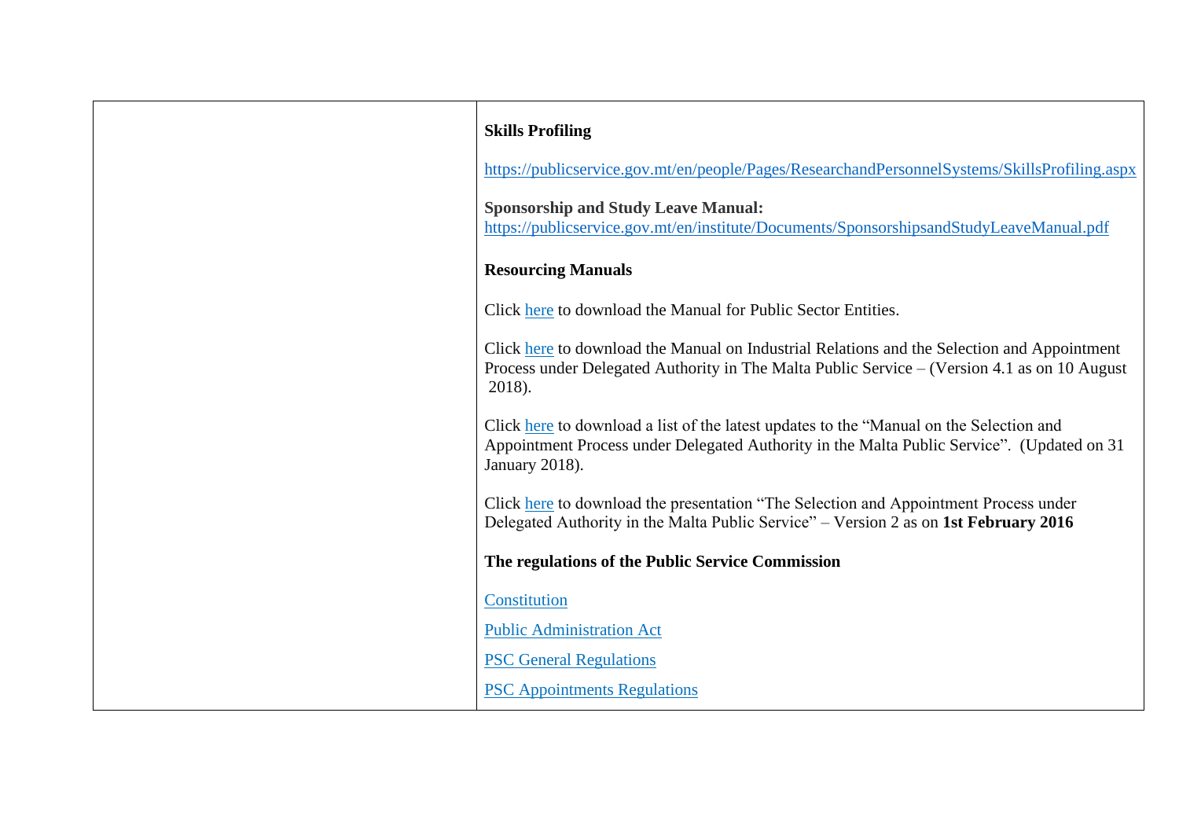| | |
|---|---|
| | **Skills Profiling**<br><br>https://publicservice.gov.mt/en/people/Pages/ResearchandPersonnelSystems/SkillsProfiling.aspx<br><br>**Sponsorship and Study Leave Manual:**<br>https://publicservice.gov.mt/en/institute/Documents/SponsorshipsandStudyLeaveManual.pdf<br><br>**Resourcing Manuals**<br><br>Click here to download the Manual for Public Sector Entities.<br><br>Click here to download the Manual on Industrial Relations and the Selection and Appointment Process under Delegated Authority in The Malta Public Service – (Version 4.1 as on 10 August 2018).<br><br>Click here to download a list of the latest updates to the "Manual on the Selection and Appointment Process under Delegated Authority in the Malta Public Service". (Updated on 31 January 2018).<br><br>Click here to download the presentation "The Selection and Appointment Process under Delegated Authority in the Malta Public Service" – Version 2 as on **1st February 2016**<br><br>**The regulations of the Public Service Commission**<br><br>Constitution<br><br>Public Administration Act<br><br>PSC General Regulations<br><br>PSC Appointments Regulations |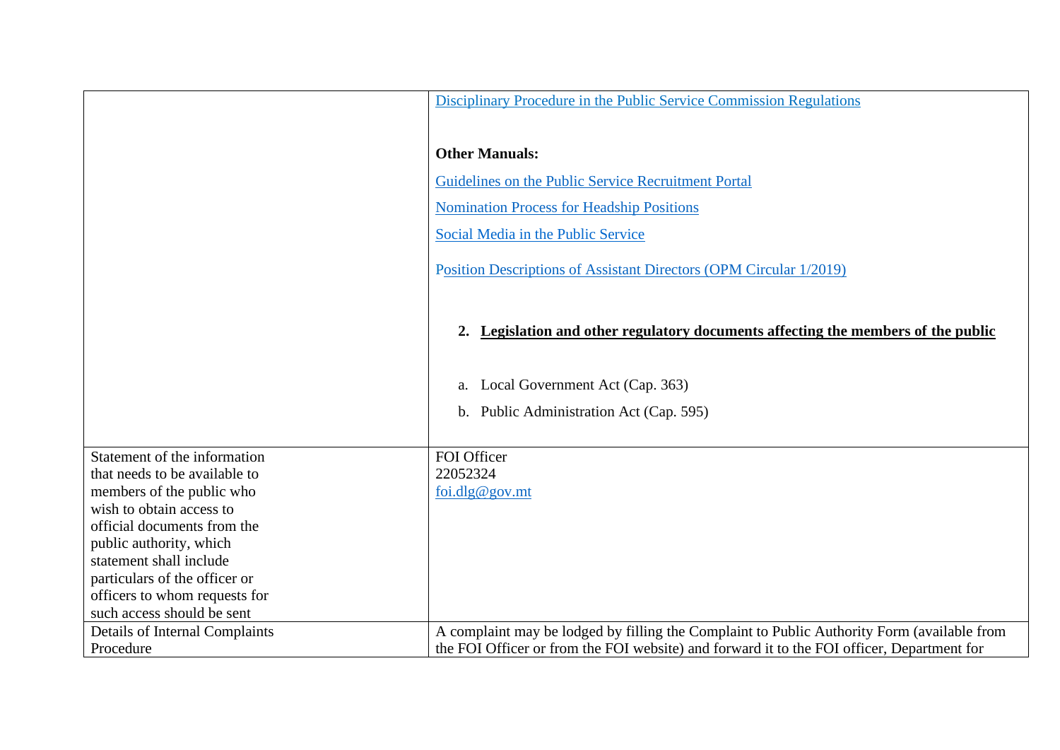| | |
|---|---|
| | Disciplinary Procedure in the Public Service Commission Regulations<br><br>**Other Manuals:**<br><br>Guidelines on the Public Service Recruitment Portal<br><br>Nomination Process for Headship Positions<br><br>Social Media in the Public Service<br><br>Position Descriptions of Assistant Directors (OPM Circular 1/2019)<br><br>2. **Legislation and other regulatory documents affecting the members of the public**<br><br>a. Local Government Act (Cap. 363)<br><br>b. Public Administration Act (Cap. 595) |
| Statement of the information that needs to be available to members of the public who wish to obtain access to official documents from the public authority, which statement shall include particulars of the officer or officers to whom requests for such access should be sent | FOI Officer<br>22052324<br>foi.dlg@gov.mt |
| Details of Internal Complaints Procedure | A complaint may be lodged by filling the Complaint to Public Authority Form (available from the FOI Officer or from the FOI website) and forward it to the FOI officer, Department for |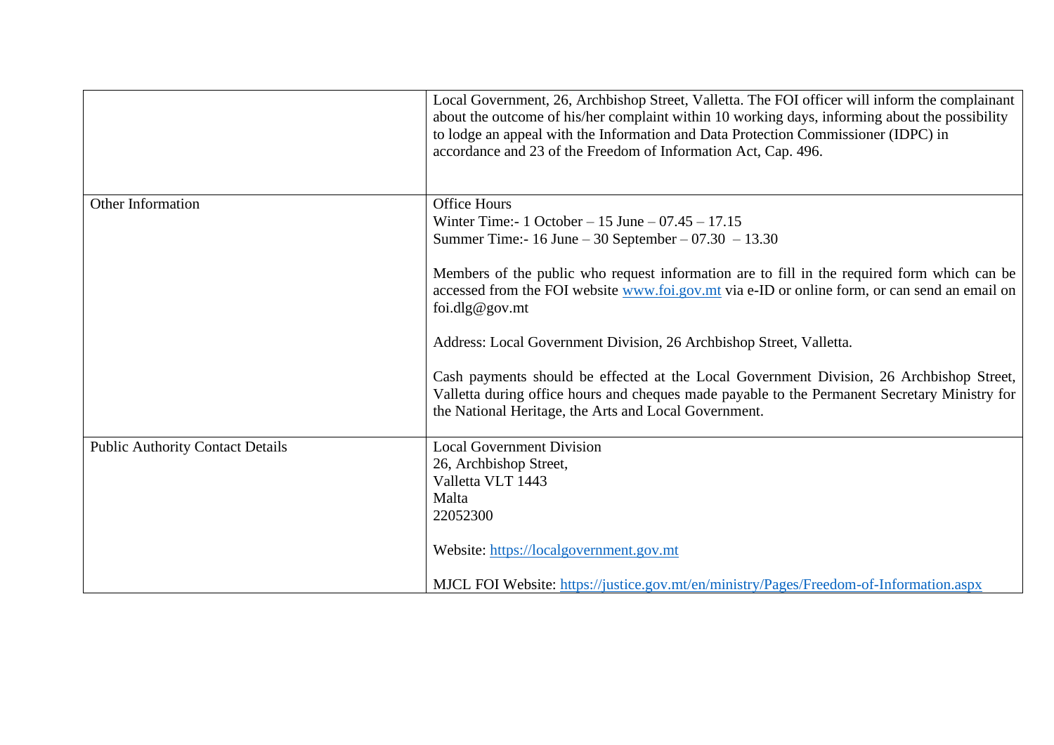| | |
|---|---|
| | Local Government, 26, Archbishop Street, Valletta. The FOI officer will inform the complainant about the outcome of his/her complaint within 10 working days, informing about the possibility to lodge an appeal with the Information and Data Protection Commissioner (IDPC) in accordance and 23 of the Freedom of Information Act, Cap. 496. |
| Other Information | Office Hours<br>Winter Time:- 1 October – 15 June – 07.45 – 17.15<br>Summer Time:- 16 June – 30 September – 07.30 – 13.30<br><br>Members of the public who request information are to fill in the required form which can be accessed from the FOI website [www.foi.gov.mt](http://www.foi.gov.mt) via e-ID or online form, or can send an email on foi.dlg@gov.mt<br><br>Address: Local Government Division, 26 Archbishop Street, Valletta.<br><br>Cash payments should be effected at the Local Government Division, 26 Archbishop Street, Valletta during office hours and cheques made payable to the Permanent Secretary Ministry for the National Heritage, the Arts and Local Government. |
| Public Authority Contact Details | Local Government Division<br>26, Archbishop Street,<br>Valletta VLT 1443<br>Malta<br>22052300<br><br>Website: [https://localgovernment.gov.mt](https://localgovernment.gov.mt)<br><br>MJCL FOI Website: [https://justice.gov.mt/en/ministry/Pages/Freedom-of-Information.aspx](https://justice.gov.mt/en/ministry/Pages/Freedom-of-Information.aspx) |